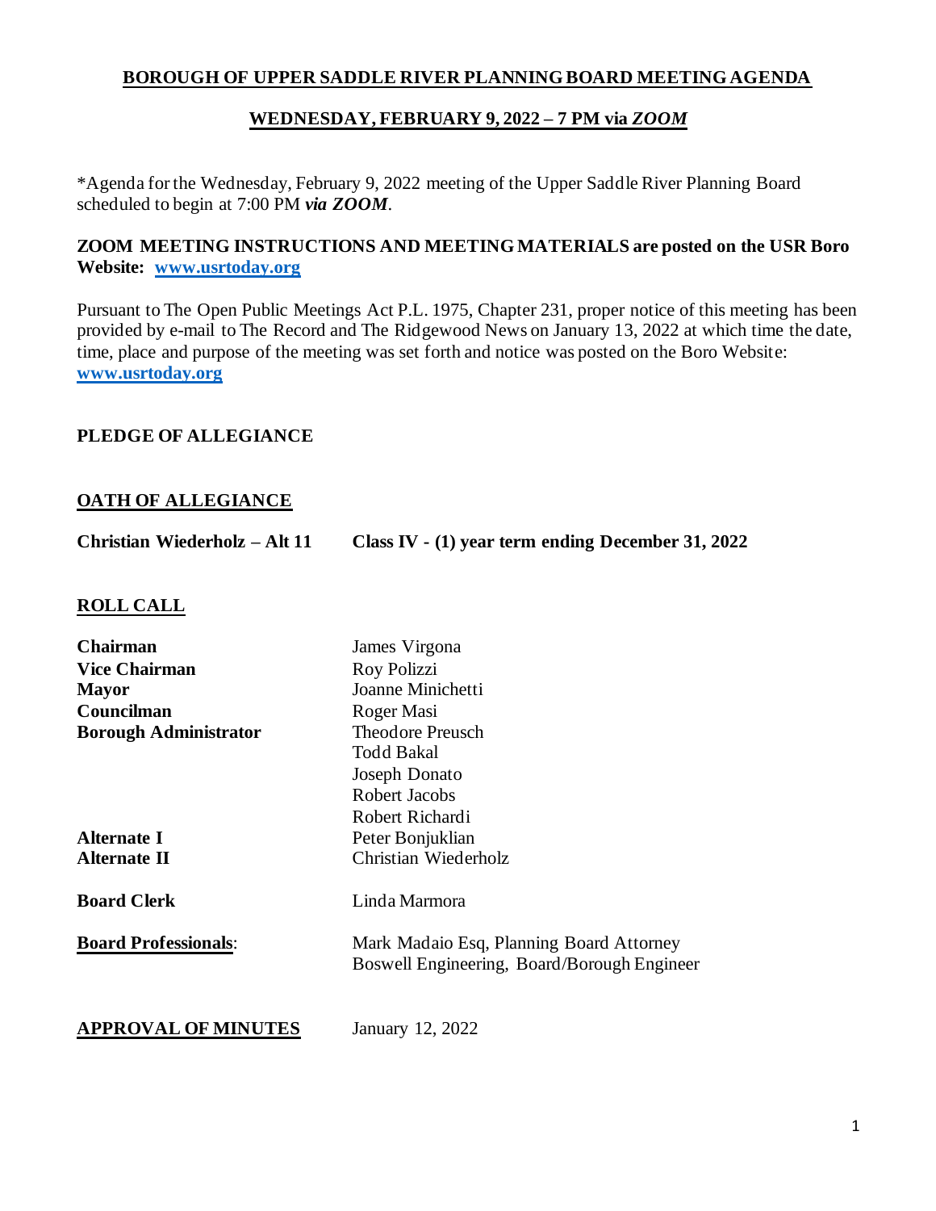# **BOROUGH OF UPPER SADDLE RIVER PLANNING BOARD MEETING AGENDA**

## **WEDNESDAY, FEBRUARY 9, 2022 – 7 PM via *ZOOM***

*Agenda for the Wednesday, February 9, 2022 meeting of the Upper Saddle River Planning Board scheduled to begin at 7:00 PM ***via ZOOM***.

**ZOOM MEETING INSTRUCTIONS AND MEETING MATERIALS are posted on the USR Boro Website: [www.usrtoday.org](http://www.usrtoday.org)**

Pursuant to The Open Public Meetings Act P.L. 1975, Chapter 231, proper notice of this meeting has been provided by e-mail to The Record and The Ridgewood News on January 13, 2022 at which time the date, time, place and purpose of the meeting was set forth and notice was posted on the Boro Website: **[www.usrtoday.org](http://www.usrtoday.org)**

**PLEDGE OF ALLEGIANCE**

**OATH OF ALLEGIANCE**

**Christian Wiederholz – Alt 11** **Class IV - (1) year term ending December 31, 2022**

**ROLL CALL**

| | |
|---|---|
| **Chairman** | James Virgona |
| **Vice Chairman** | Roy Polizzi |
| **Mayor** | Joanne Minichetti |
| **Councilman** | Roger Masi |
| **Borough Administrator** | Theodore Preusch |
| | Todd Bakal |
| | Joseph Donato |
| | Robert Jacobs |
| | Robert Richardi |
| **Alternate I** | Peter Bonjuklian |
| **Alternate II** | Christian Wiederholz |
| **Board Clerk** | Linda Marmora |
| **Board Professionals**: | Mark Madaio Esq, Planning Board Attorney |
| | Boswell Engineering, Board/Borough Engineer |

**APPROVAL OF MINUTES** January 12, 2022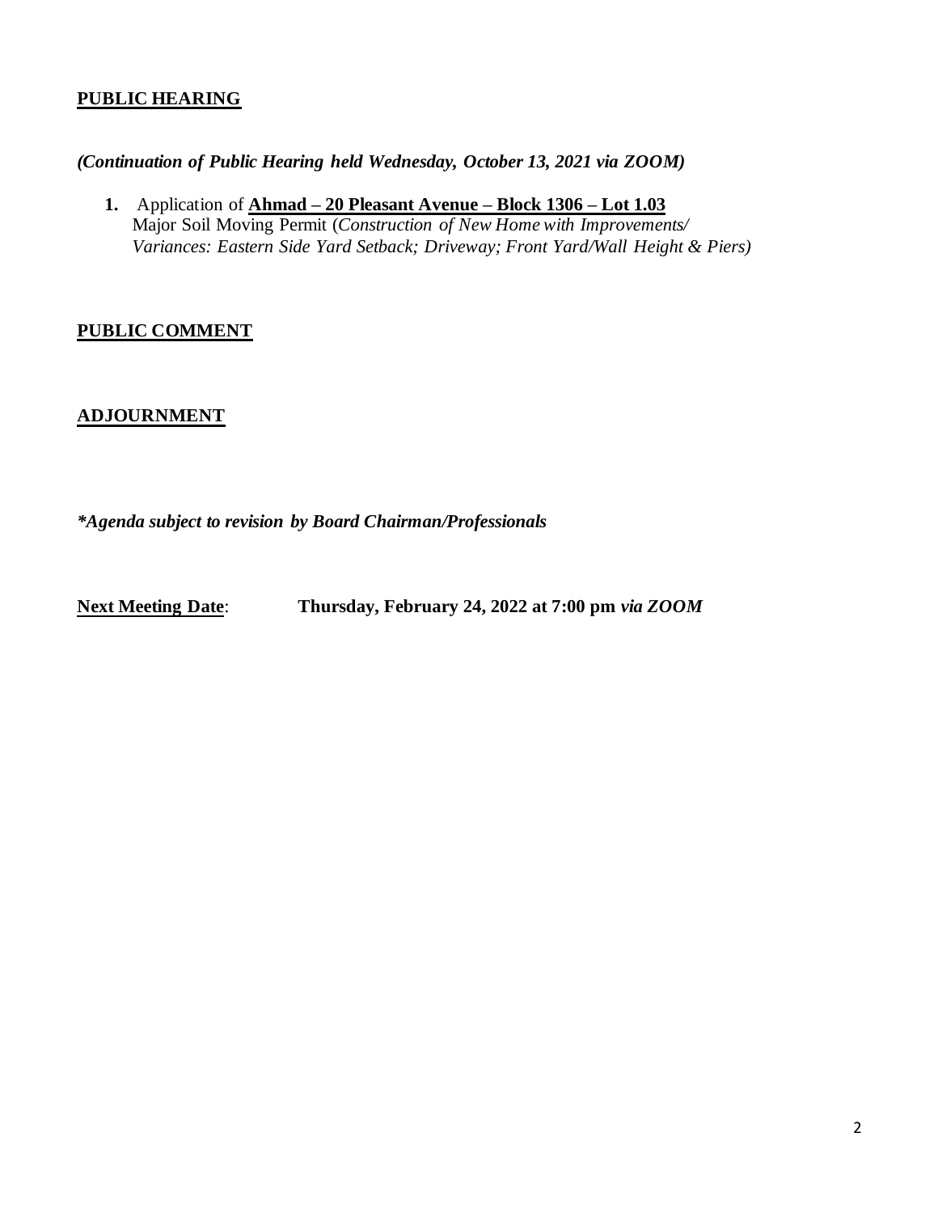## PUBLIC HEARING

***(Continuation of Public Hearing held Wednesday, October 13, 2021 via ZOOM)***

1. Application of **Ahmad – 20 Pleasant Avenue – Block 1306 – Lot 1.03**
   Major Soil Moving Permit (*Construction of New Home with Improvements/ Variances: Eastern Side Yard Setback; Driveway; Front Yard/Wall Height & Piers)*

## PUBLIC COMMENT

## ADJOURNMENT

***Agenda subject to revision by Board Chairman/Professionals**

**Next Meeting Date**: **Thursday, February 24, 2022 at 7:00 pm *via ZOOM***